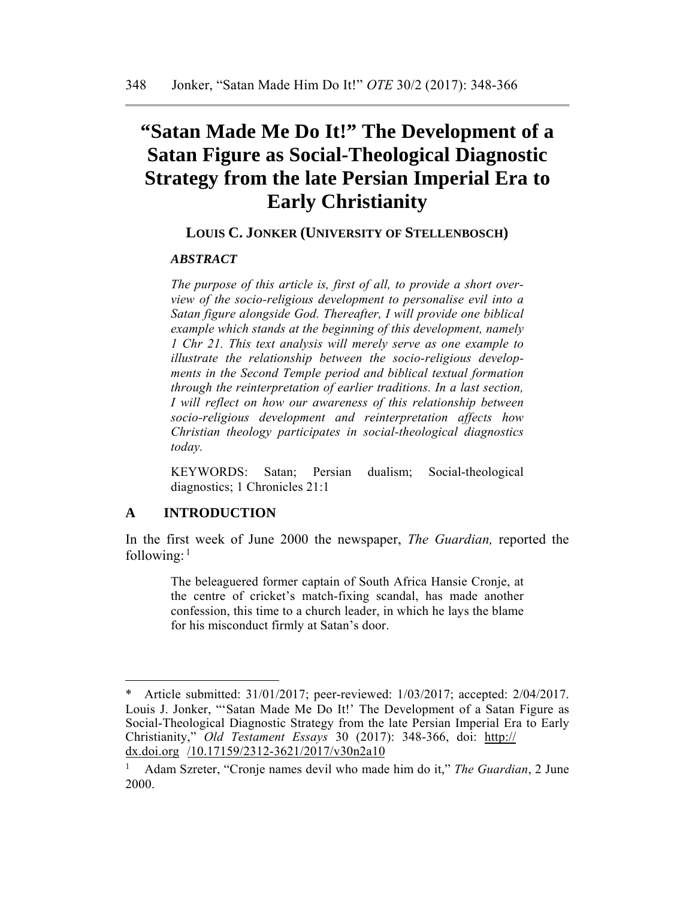# "Satan Made Me Do It!" The Development of a Satan Figure as Social-Theological Diagnostic Strategy from the late Persian Imperial Era to Early Christianity

**LOUIS C. JONKER (UNIVERSITY OF STELLENBOSCH)**

***ABSTRACT***

*The purpose of this article is, first of all, to provide a short overview of the socio-religious development to personalise evil into a Satan figure alongside God. Thereafter, I will provide one biblical example which stands at the beginning of this development, namely 1 Chr 21. This text analysis will merely serve as one example to illustrate the relationship between the socio-religious developments in the Second Temple period and biblical textual formation through the reinterpretation of earlier traditions. In a last section, I will reflect on how our awareness of this relationship between socio-religious development and reinterpretation affects how Christian theology participates in social-theological diagnostics today.*

KEYWORDS: Satan; Persian dualism; Social-theological diagnostics; 1 Chronicles 21:1

## A INTRODUCTION

In the first week of June 2000 the newspaper, *The Guardian,* reported the following:[1]

> The beleaguered former captain of South Africa Hansie Cronje, at the centre of cricket's match-fixing scandal, has made another confession, this time to a church leader, in which he lays the blame for his misconduct firmly at Satan's door.

---

\* Article submitted: 31/01/2017; peer-reviewed: 1/03/2017; accepted: 2/04/2017. Louis J. Jonker, "'Satan Made Me Do It!' The Development of a Satan Figure as Social-Theological Diagnostic Strategy from the late Persian Imperial Era to Early Christianity," *Old Testament Essays* 30 (2017): 348-366, doi: http://dx.doi.org /10.17159/2312-3621/2017/v30n2a10

[1] Adam Szreter, "Cronje names devil who made him do it," *The Guardian*, 2 June 2000.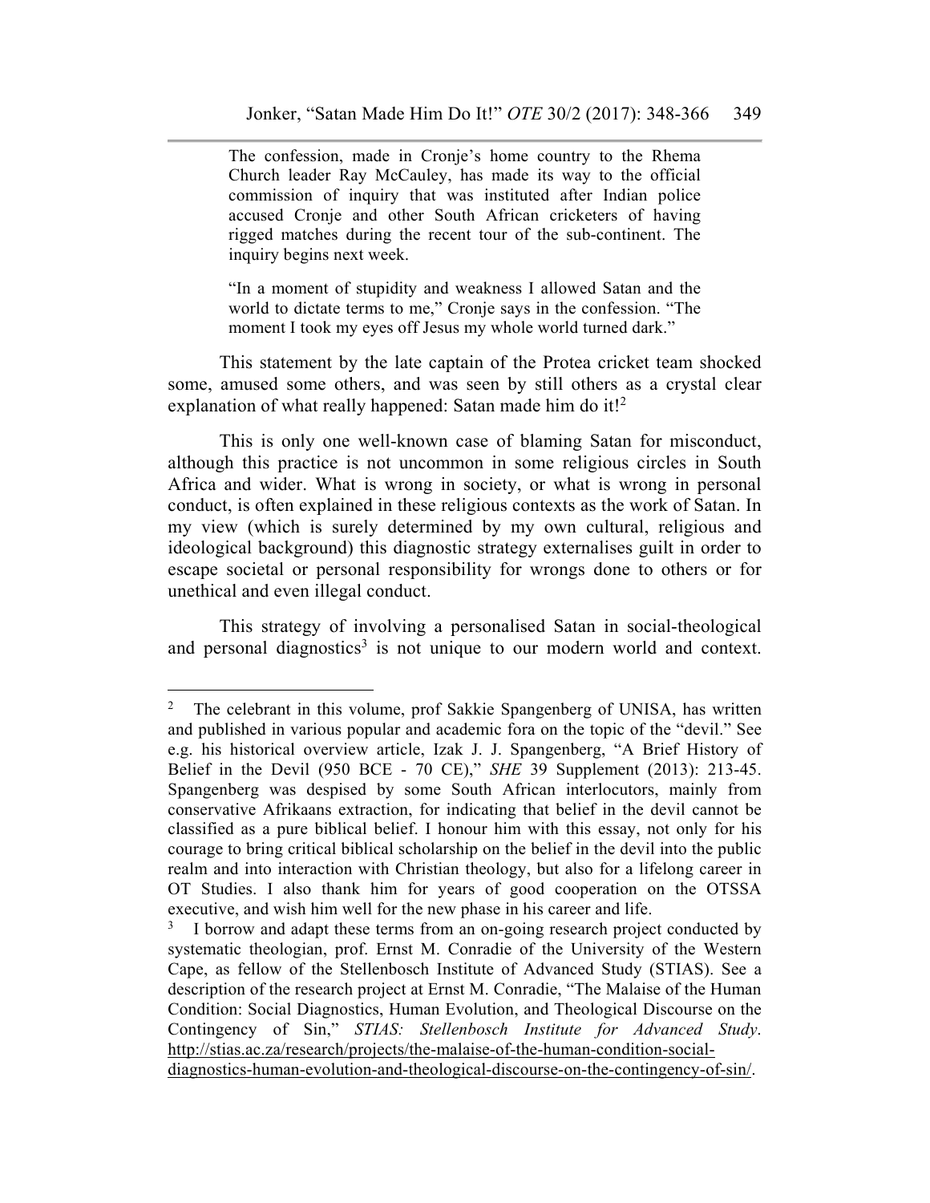> The confession, made in Cronje's home country to the Rhema Church leader Ray McCauley, has made its way to the official commission of inquiry that was instituted after Indian police accused Cronje and other South African cricketers of having rigged matches during the recent tour of the sub-continent. The inquiry begins next week.
>
> "In a moment of stupidity and weakness I allowed Satan and the world to dictate terms to me," Cronje says in the confession. "The moment I took my eyes off Jesus my whole world turned dark."

This statement by the late captain of the Protea cricket team shocked some, amused some others, and was seen by still others as a crystal clear explanation of what really happened: Satan made him do it![2]

This is only one well-known case of blaming Satan for misconduct, although this practice is not uncommon in some religious circles in South Africa and wider. What is wrong in society, or what is wrong in personal conduct, is often explained in these religious contexts as the work of Satan. In my view (which is surely determined by my own cultural, religious and ideological background) this diagnostic strategy externalises guilt in order to escape societal or personal responsibility for wrongs done to others or for unethical and even illegal conduct.

This strategy of involving a personalised Satan in social-theological and personal diagnostics[3] is not unique to our modern world and context.

---

[2] The celebrant in this volume, prof Sakkie Spangenberg of UNISA, has written and published in various popular and academic fora on the topic of the "devil." See e.g. his historical overview article, Izak J. J. Spangenberg, "A Brief History of Belief in the Devil (950 BCE - 70 CE)," *SHE* 39 Supplement (2013): 213-45. Spangenberg was despised by some South African interlocutors, mainly from conservative Afrikaans extraction, for indicating that belief in the devil cannot be classified as a pure biblical belief. I honour him with this essay, not only for his courage to bring critical biblical scholarship on the belief in the devil into the public realm and into interaction with Christian theology, but also for a lifelong career in OT Studies. I also thank him for years of good cooperation on the OTSSA executive, and wish him well for the new phase in his career and life.

[3] I borrow and adapt these terms from an on-going research project conducted by systematic theologian, prof. Ernst M. Conradie of the University of the Western Cape, as fellow of the Stellenbosch Institute of Advanced Study (STIAS). See a description of the research project at Ernst M. Conradie, "The Malaise of the Human Condition: Social Diagnostics, Human Evolution, and Theological Discourse on the Contingency of Sin," *STIAS: Stellenbosch Institute for Advanced Study*. http://stias.ac.za/research/projects/the-malaise-of-the-human-condition-social-diagnostics-human-evolution-and-theological-discourse-on-the-contingency-of-sin/.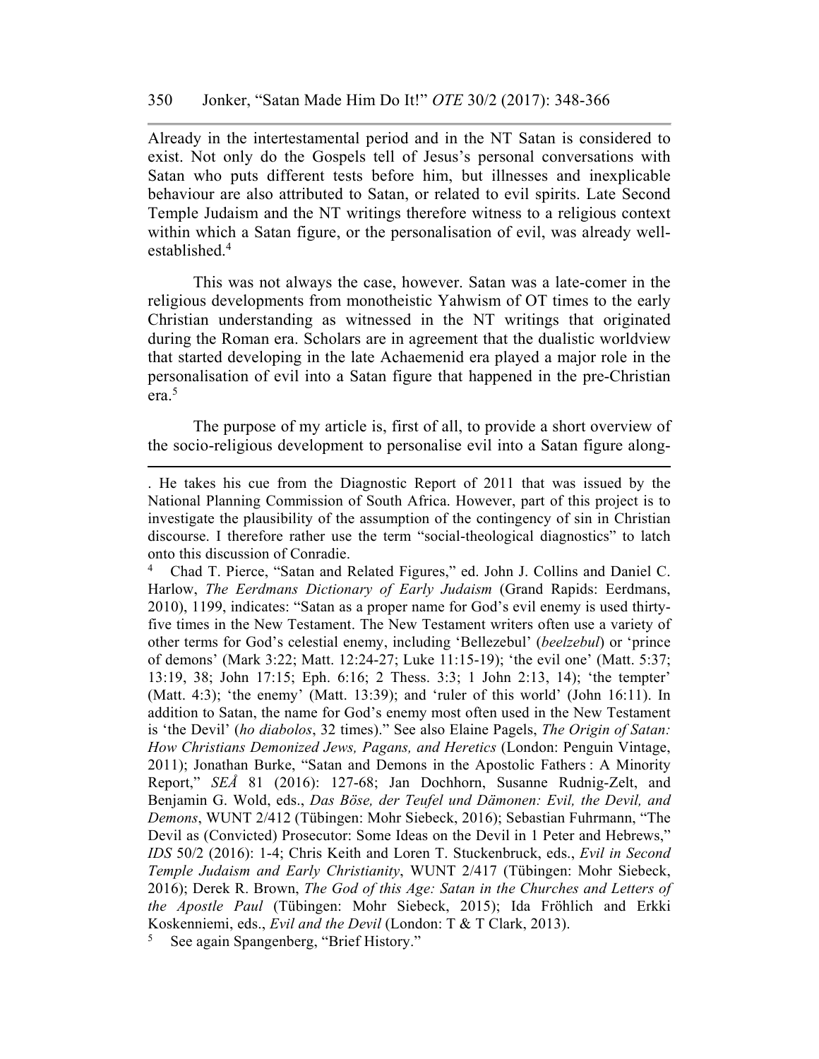Already in the intertestamental period and in the NT Satan is considered to exist. Not only do the Gospels tell of Jesus's personal conversations with Satan who puts different tests before him, but illnesses and inexplicable behaviour are also attributed to Satan, or related to evil spirits. Late Second Temple Judaism and the NT writings therefore witness to a religious context within which a Satan figure, or the personalisation of evil, was already well-established.[4]

This was not always the case, however. Satan was a late-comer in the religious developments from monotheistic Yahwism of OT times to the early Christian understanding as witnessed in the NT writings that originated during the Roman era. Scholars are in agreement that the dualistic worldview that started developing in the late Achaemenid era played a major role in the personalisation of evil into a Satan figure that happened in the pre-Christian era.[5]

The purpose of my article is, first of all, to provide a short overview of the socio-religious development to personalise evil into a Satan figure along-

---

. He takes his cue from the Diagnostic Report of 2011 that was issued by the National Planning Commission of South Africa. However, part of this project is to investigate the plausibility of the assumption of the contingency of sin in Christian discourse. I therefore rather use the term "social-theological diagnostics" to latch onto this discussion of Conradie.

[4] Chad T. Pierce, "Satan and Related Figures," ed. John J. Collins and Daniel C. Harlow, *The Eerdmans Dictionary of Early Judaism* (Grand Rapids: Eerdmans, 2010), 1199, indicates: "Satan as a proper name for God's evil enemy is used thirty-five times in the New Testament. The New Testament writers often use a variety of other terms for God's celestial enemy, including 'Bellezebul' (*beelzebul*) or 'prince of demons' (Mark 3:22; Matt. 12:24-27; Luke 11:15-19); 'the evil one' (Matt. 5:37; 13:19, 38; John 17:15; Eph. 6:16; 2 Thess. 3:3; 1 John 2:13, 14); 'the tempter' (Matt. 4:3); 'the enemy' (Matt. 13:39); and 'ruler of this world' (John 16:11). In addition to Satan, the name for God's enemy most often used in the New Testament is 'the Devil' (*ho diabolos*, 32 times)." See also Elaine Pagels, *The Origin of Satan: How Christians Demonized Jews, Pagans, and Heretics* (London: Penguin Vintage, 2011); Jonathan Burke, "Satan and Demons in the Apostolic Fathers : A Minority Report," *SEÅ* 81 (2016): 127-68; Jan Dochhorn, Susanne Rudnig-Zelt, and Benjamin G. Wold, eds., *Das Böse, der Teufel und Dämonen: Evil, the Devil, and Demons*, WUNT 2/412 (Tübingen: Mohr Siebeck, 2016); Sebastian Fuhrmann, "The Devil as (Convicted) Prosecutor: Some Ideas on the Devil in 1 Peter and Hebrews," *IDS* 50/2 (2016): 1-4; Chris Keith and Loren T. Stuckenbruck, eds., *Evil in Second Temple Judaism and Early Christianity*, WUNT 2/417 (Tübingen: Mohr Siebeck, 2016); Derek R. Brown, *The God of this Age: Satan in the Churches and Letters of the Apostle Paul* (Tübingen: Mohr Siebeck, 2015); Ida Fröhlich and Erkki Koskenniemi, eds., *Evil and the Devil* (London: T & T Clark, 2013).

[5] See again Spangenberg, "Brief History."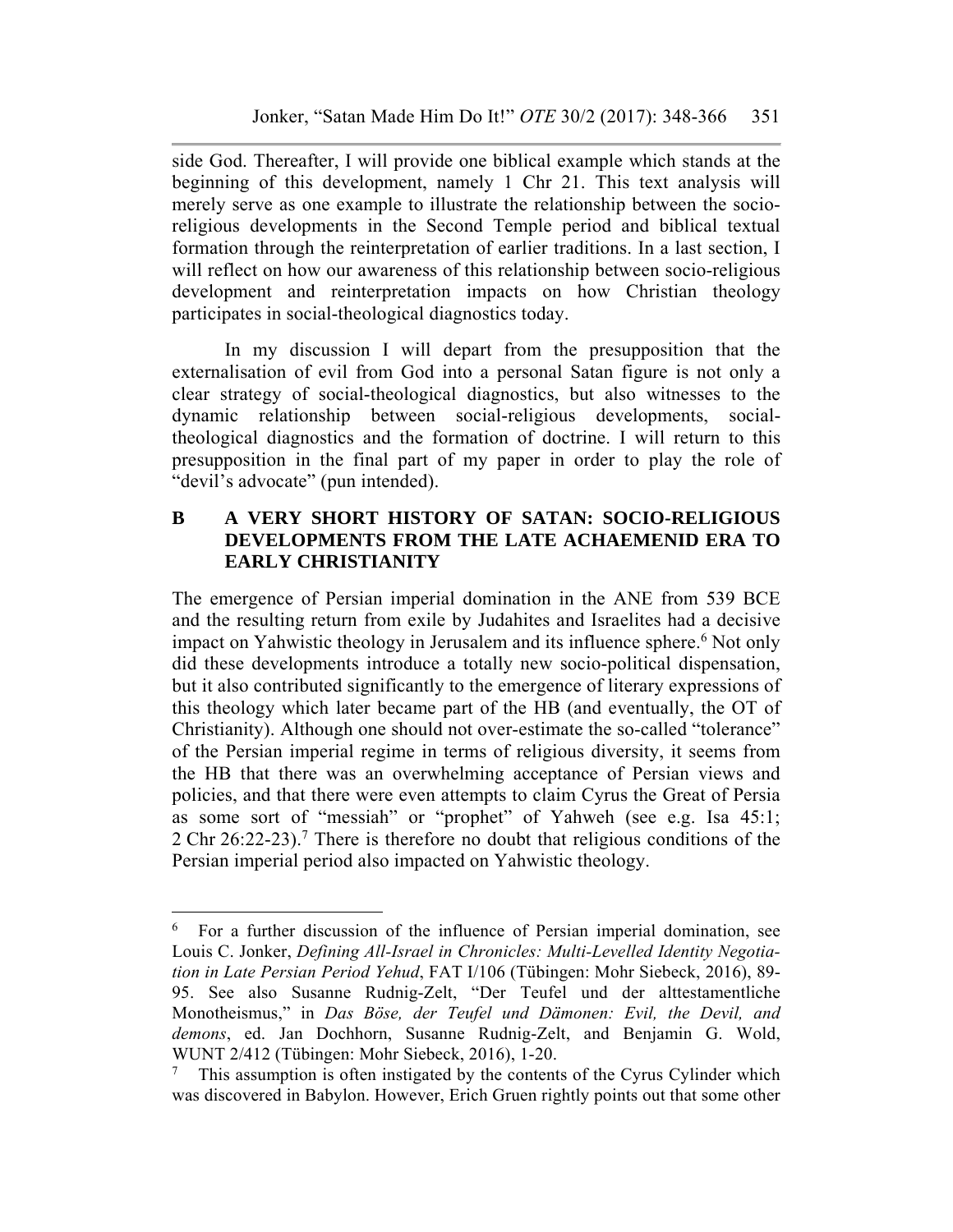side God. Thereafter, I will provide one biblical example which stands at the beginning of this development, namely 1 Chr 21. This text analysis will merely serve as one example to illustrate the relationship between the socio-religious developments in the Second Temple period and biblical textual formation through the reinterpretation of earlier traditions. In a last section, I will reflect on how our awareness of this relationship between socio-religious development and reinterpretation impacts on how Christian theology participates in social-theological diagnostics today.

In my discussion I will depart from the presupposition that the externalisation of evil from God into a personal Satan figure is not only a clear strategy of social-theological diagnostics, but also witnesses to the dynamic relationship between social-religious developments, social-theological diagnostics and the formation of doctrine. I will return to this presupposition in the final part of my paper in order to play the role of "devil's advocate" (pun intended).

## B A VERY SHORT HISTORY OF SATAN: SOCIO-RELIGIOUS DEVELOPMENTS FROM THE LATE ACHAEMENID ERA TO EARLY CHRISTIANITY

The emergence of Persian imperial domination in the ANE from 539 BCE and the resulting return from exile by Judahites and Israelites had a decisive impact on Yahwistic theology in Jerusalem and its influence sphere.[6] Not only did these developments introduce a totally new socio-political dispensation, but it also contributed significantly to the emergence of literary expressions of this theology which later became part of the HB (and eventually, the OT of Christianity). Although one should not over-estimate the so-called "tolerance" of the Persian imperial regime in terms of religious diversity, it seems from the HB that there was an overwhelming acceptance of Persian views and policies, and that there were even attempts to claim Cyrus the Great of Persia as some sort of "messiah" or "prophet" of Yahweh (see e.g. Isa 45:1; 2 Chr 26:22-23).[7] There is therefore no doubt that religious conditions of the Persian imperial period also impacted on Yahwistic theology.

---

[6] For a further discussion of the influence of Persian imperial domination, see Louis C. Jonker, *Defining All-Israel in Chronicles: Multi-Levelled Identity Negotiation in Late Persian Period Yehud*, FAT I/106 (Tübingen: Mohr Siebeck, 2016), 89-95. See also Susanne Rudnig-Zelt, "Der Teufel und der alttestamentliche Monotheismus," in *Das Böse, der Teufel und Dämonen: Evil, the Devil, and demons*, ed. Jan Dochhorn, Susanne Rudnig-Zelt, and Benjamin G. Wold, WUNT 2/412 (Tübingen: Mohr Siebeck, 2016), 1-20.

[7] This assumption is often instigated by the contents of the Cyrus Cylinder which was discovered in Babylon. However, Erich Gruen rightly points out that some other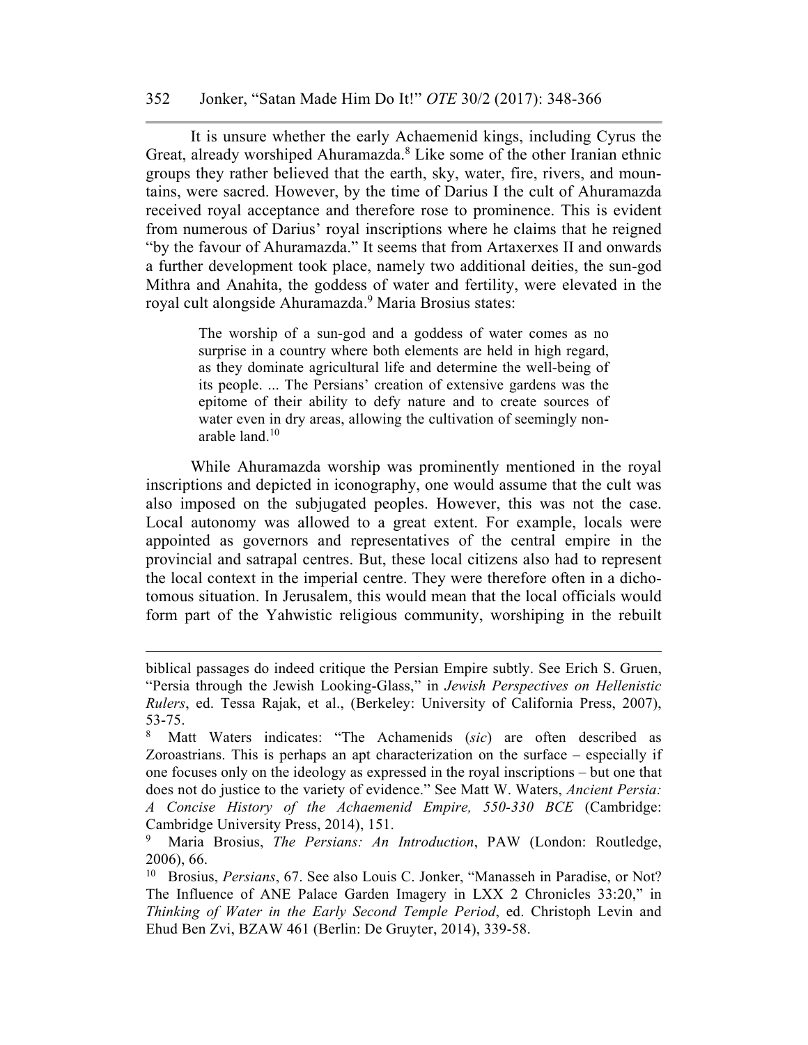It is unsure whether the early Achaemenid kings, including Cyrus the Great, already worshiped Ahuramazda.[8] Like some of the other Iranian ethnic groups they rather believed that the earth, sky, water, fire, rivers, and mountains, were sacred. However, by the time of Darius I the cult of Ahuramazda received royal acceptance and therefore rose to prominence. This is evident from numerous of Darius' royal inscriptions where he claims that he reigned "by the favour of Ahuramazda." It seems that from Artaxerxes II and onwards a further development took place, namely two additional deities, the sun-god Mithra and Anahita, the goddess of water and fertility, were elevated in the royal cult alongside Ahuramazda.[9] Maria Brosius states:

> The worship of a sun-god and a goddess of water comes as no surprise in a country where both elements are held in high regard, as they dominate agricultural life and determine the well-being of its people. ... The Persians' creation of extensive gardens was the epitome of their ability to defy nature and to create sources of water even in dry areas, allowing the cultivation of seemingly non-arable land.[10]

While Ahuramazda worship was prominently mentioned in the royal inscriptions and depicted in iconography, one would assume that the cult was also imposed on the subjugated peoples. However, this was not the case. Local autonomy was allowed to a great extent. For example, locals were appointed as governors and representatives of the central empire in the provincial and satrapal centres. But, these local citizens also had to represent the local context in the imperial centre. They were therefore often in a dichotomous situation. In Jerusalem, this would mean that the local officials would form part of the Yahwistic religious community, worshiping in the rebuilt

---

biblical passages do indeed critique the Persian Empire subtly. See Erich S. Gruen, "Persia through the Jewish Looking-Glass," in *Jewish Perspectives on Hellenistic Rulers*, ed. Tessa Rajak, et al., (Berkeley: University of California Press, 2007), 53-75.

[8] Matt Waters indicates: "The Achamenids (*sic*) are often described as Zoroastrians. This is perhaps an apt characterization on the surface – especially if one focuses only on the ideology as expressed in the royal inscriptions – but one that does not do justice to the variety of evidence." See Matt W. Waters, *Ancient Persia: A Concise History of the Achaemenid Empire, 550-330 BCE* (Cambridge: Cambridge University Press, 2014), 151.

[9] Maria Brosius, *The Persians: An Introduction*, PAW (London: Routledge, 2006), 66.

[10] Brosius, *Persians*, 67. See also Louis C. Jonker, "Manasseh in Paradise, or Not? The Influence of ANE Palace Garden Imagery in LXX 2 Chronicles 33:20," in *Thinking of Water in the Early Second Temple Period*, ed. Christoph Levin and Ehud Ben Zvi, BZAW 461 (Berlin: De Gruyter, 2014), 339-58.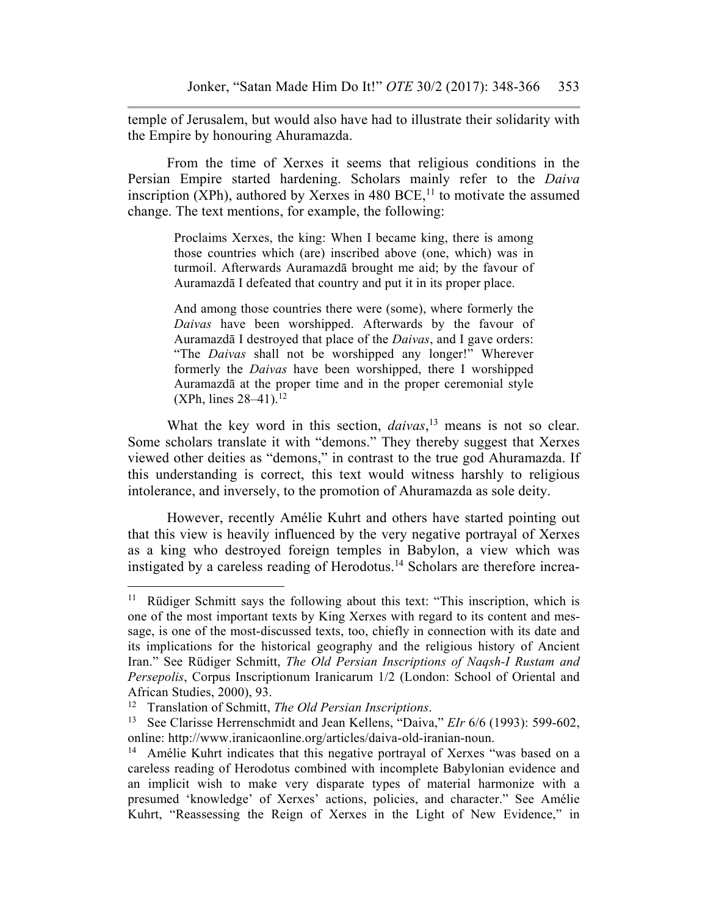temple of Jerusalem, but would also have had to illustrate their solidarity with the Empire by honouring Ahuramazda.

From the time of Xerxes it seems that religious conditions in the Persian Empire started hardening. Scholars mainly refer to the *Daiva* inscription (XPh), authored by Xerxes in 480 BCE,[11] to motivate the assumed change. The text mentions, for example, the following:

> Proclaims Xerxes, the king: When I became king, there is among those countries which (are) inscribed above (one, which) was in turmoil. Afterwards Auramazdā brought me aid; by the favour of Auramazdā I defeated that country and put it in its proper place.
>
> And among those countries there were (some), where formerly the *Daivas* have been worshipped. Afterwards by the favour of Auramazdā I destroyed that place of the *Daivas*, and I gave orders: "The *Daivas* shall not be worshipped any longer!" Wherever formerly the *Daivas* have been worshipped, there I worshipped Auramazdā at the proper time and in the proper ceremonial style (XPh, lines 28–41).[12]

What the key word in this section, *daivas*,[13] means is not so clear. Some scholars translate it with "demons." They thereby suggest that Xerxes viewed other deities as "demons," in contrast to the true god Ahuramazda. If this understanding is correct, this text would witness harshly to religious intolerance, and inversely, to the promotion of Ahuramazda as sole deity.

However, recently Amélie Kuhrt and others have started pointing out that this view is heavily influenced by the very negative portrayal of Xerxes as a king who destroyed foreign temples in Babylon, a view which was instigated by a careless reading of Herodotus.[14] Scholars are therefore increa-

---

[11] Rüdiger Schmitt says the following about this text: "This inscription, which is one of the most important texts by King Xerxes with regard to its content and message, is one of the most-discussed texts, too, chiefly in connection with its date and its implications for the historical geography and the religious history of Ancient Iran." See Rüdiger Schmitt, *The Old Persian Inscriptions of Naqsh-I Rustam and Persepolis*, Corpus Inscriptionum Iranicarum 1/2 (London: School of Oriental and African Studies, 2000), 93.

[12] Translation of Schmitt, *The Old Persian Inscriptions*.

[13] See Clarisse Herrenschmidt and Jean Kellens, "Daiva," *EIr* 6/6 (1993): 599-602, online: http://www.iranicaonline.org/articles/daiva-old-iranian-noun.

[14] Amélie Kuhrt indicates that this negative portrayal of Xerxes "was based on a careless reading of Herodotus combined with incomplete Babylonian evidence and an implicit wish to make very disparate types of material harmonize with a presumed 'knowledge' of Xerxes' actions, policies, and character." See Amélie Kuhrt, "Reassessing the Reign of Xerxes in the Light of New Evidence," in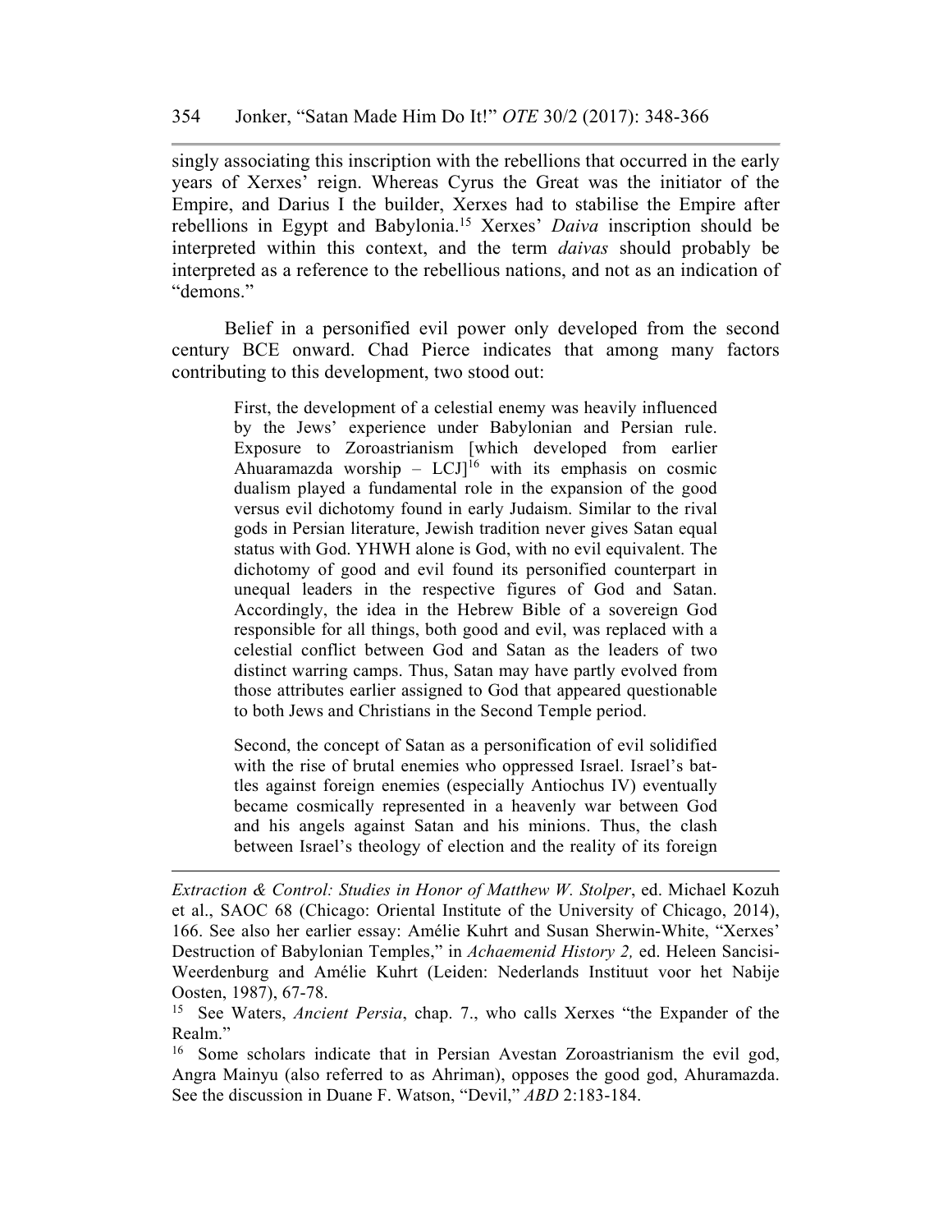singly associating this inscription with the rebellions that occurred in the early years of Xerxes' reign. Whereas Cyrus the Great was the initiator of the Empire, and Darius I the builder, Xerxes had to stabilise the Empire after rebellions in Egypt and Babylonia.[15] Xerxes' *Daiva* inscription should be interpreted within this context, and the term *daivas* should probably be interpreted as a reference to the rebellious nations, and not as an indication of "demons."

Belief in a personified evil power only developed from the second century BCE onward. Chad Pierce indicates that among many factors contributing to this development, two stood out:

> First, the development of a celestial enemy was heavily influenced by the Jews' experience under Babylonian and Persian rule. Exposure to Zoroastrianism [which developed from earlier Ahuaramazda worship – LCJ][16] with its emphasis on cosmic dualism played a fundamental role in the expansion of the good versus evil dichotomy found in early Judaism. Similar to the rival gods in Persian literature, Jewish tradition never gives Satan equal status with God. YHWH alone is God, with no evil equivalent. The dichotomy of good and evil found its personified counterpart in unequal leaders in the respective figures of God and Satan. Accordingly, the idea in the Hebrew Bible of a sovereign God responsible for all things, both good and evil, was replaced with a celestial conflict between God and Satan as the leaders of two distinct warring camps. Thus, Satan may have partly evolved from those attributes earlier assigned to God that appeared questionable to both Jews and Christians in the Second Temple period.
>
> Second, the concept of Satan as a personification of evil solidified with the rise of brutal enemies who oppressed Israel. Israel's battles against foreign enemies (especially Antiochus IV) eventually became cosmically represented in a heavenly war between God and his angels against Satan and his minions. Thus, the clash between Israel's theology of election and the reality of its foreign

---

*Extraction & Control: Studies in Honor of Matthew W. Stolper*, ed. Michael Kozuh et al., SAOC 68 (Chicago: Oriental Institute of the University of Chicago, 2014), 166. See also her earlier essay: Amélie Kuhrt and Susan Sherwin-White, "Xerxes' Destruction of Babylonian Temples," in *Achaemenid History 2,* ed. Heleen Sancisi-Weerdenburg and Amélie Kuhrt (Leiden: Nederlands Instituut voor het Nabije Oosten, 1987), 67-78.

[15] See Waters, *Ancient Persia*, chap. 7., who calls Xerxes "the Expander of the Realm."

[16] Some scholars indicate that in Persian Avestan Zoroastrianism the evil god, Angra Mainyu (also referred to as Ahriman), opposes the good god, Ahuramazda. See the discussion in Duane F. Watson, "Devil," *ABD* 2:183-184.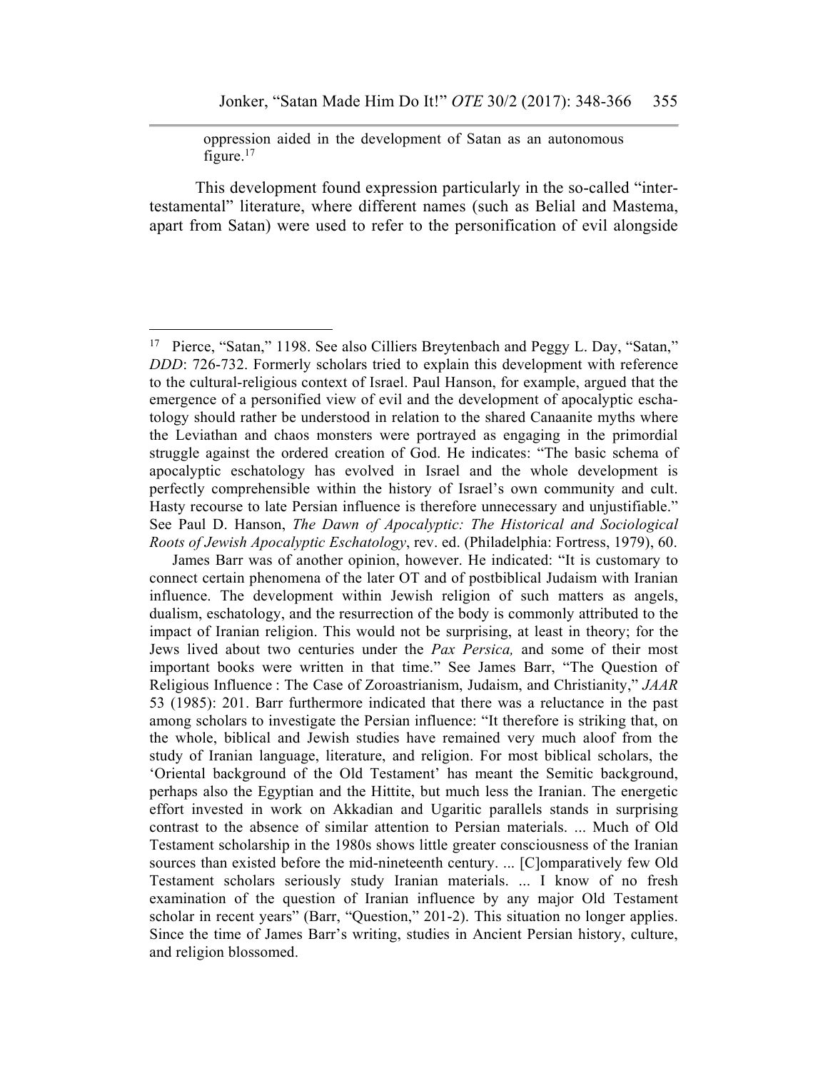oppression aided in the development of Satan as an autonomous figure.[17]

This development found expression particularly in the so-called "inter-testamental" literature, where different names (such as Belial and Mastema, apart from Satan) were used to refer to the personification of evil alongside

---

[17] Pierce, "Satan," 1198. See also Cilliers Breytenbach and Peggy L. Day, "Satan," *DDD*: 726-732. Formerly scholars tried to explain this development with reference to the cultural-religious context of Israel. Paul Hanson, for example, argued that the emergence of a personified view of evil and the development of apocalyptic eschatology should rather be understood in relation to the shared Canaanite myths where the Leviathan and chaos monsters were portrayed as engaging in the primordial struggle against the ordered creation of God. He indicates: "The basic schema of apocalyptic eschatology has evolved in Israel and the whole development is perfectly comprehensible within the history of Israel's own community and cult. Hasty recourse to late Persian influence is therefore unnecessary and unjustifiable." See Paul D. Hanson, *The Dawn of Apocalyptic: The Historical and Sociological Roots of Jewish Apocalyptic Eschatology*, rev. ed. (Philadelphia: Fortress, 1979), 60.

James Barr was of another opinion, however. He indicated: "It is customary to connect certain phenomena of the later OT and of postbiblical Judaism with Iranian influence. The development within Jewish religion of such matters as angels, dualism, eschatology, and the resurrection of the body is commonly attributed to the impact of Iranian religion. This would not be surprising, at least in theory; for the Jews lived about two centuries under the *Pax Persica,* and some of their most important books were written in that time." See James Barr, "The Question of Religious Influence : The Case of Zoroastrianism, Judaism, and Christianity," *JAAR* 53 (1985): 201. Barr furthermore indicated that there was a reluctance in the past among scholars to investigate the Persian influence: "It therefore is striking that, on the whole, biblical and Jewish studies have remained very much aloof from the study of Iranian language, literature, and religion. For most biblical scholars, the 'Oriental background of the Old Testament' has meant the Semitic background, perhaps also the Egyptian and the Hittite, but much less the Iranian. The energetic effort invested in work on Akkadian and Ugaritic parallels stands in surprising contrast to the absence of similar attention to Persian materials. ... Much of Old Testament scholarship in the 1980s shows little greater consciousness of the Iranian sources than existed before the mid-nineteenth century. ... [C]omparatively few Old Testament scholars seriously study Iranian materials. ... I know of no fresh examination of the question of Iranian influence by any major Old Testament scholar in recent years" (Barr, "Question," 201-2). This situation no longer applies. Since the time of James Barr's writing, studies in Ancient Persian history, culture, and religion blossomed.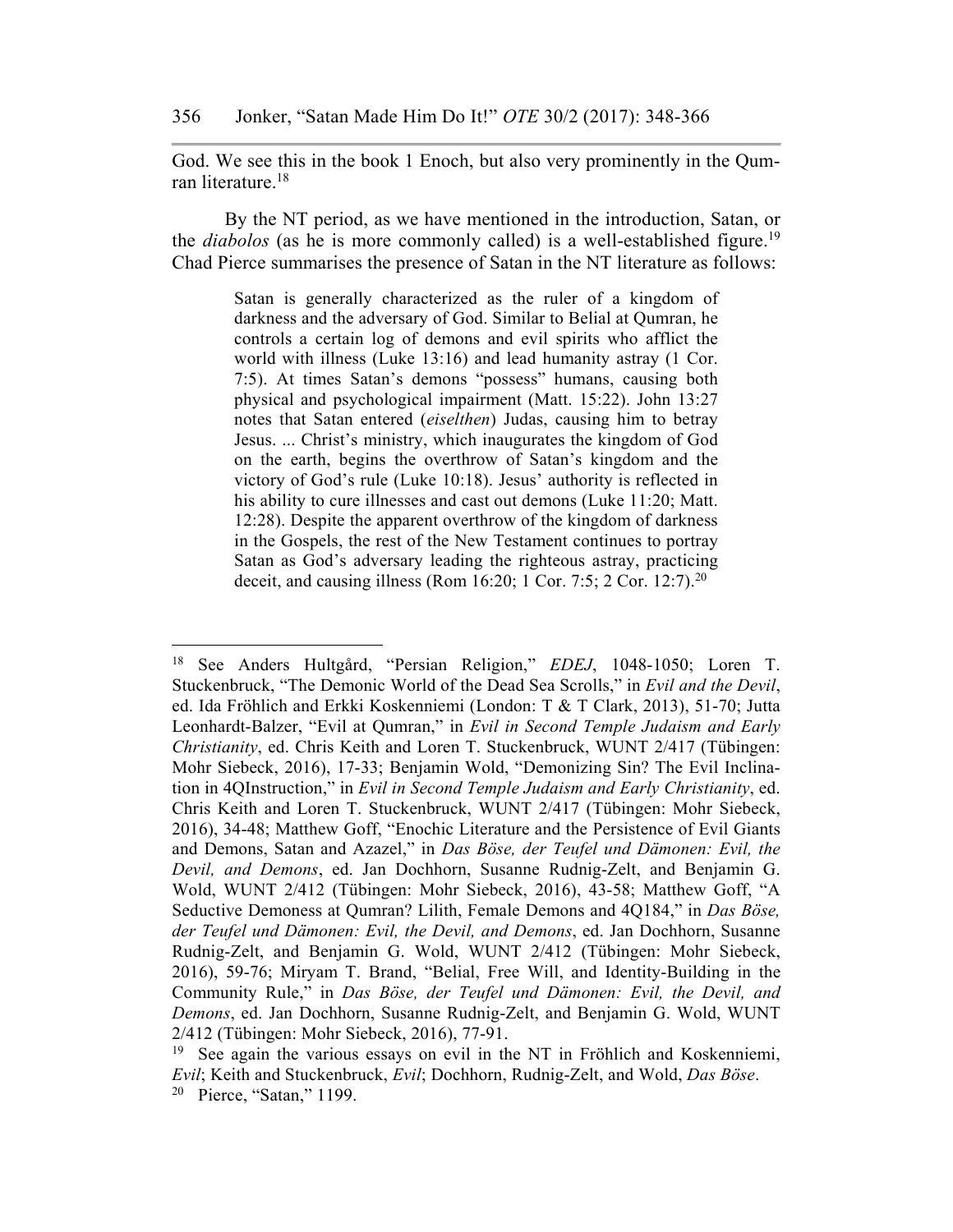God. We see this in the book 1 Enoch, but also very prominently in the Qumran literature.[18]

By the NT period, as we have mentioned in the introduction, Satan, or the *diabolos* (as he is more commonly called) is a well-established figure.[19] Chad Pierce summarises the presence of Satan in the NT literature as follows:

> Satan is generally characterized as the ruler of a kingdom of darkness and the adversary of God. Similar to Belial at Qumran, he controls a certain log of demons and evil spirits who afflict the world with illness (Luke 13:16) and lead humanity astray (1 Cor. 7:5). At times Satan's demons "possess" humans, causing both physical and psychological impairment (Matt. 15:22). John 13:27 notes that Satan entered (*eiselthen*) Judas, causing him to betray Jesus. ... Christ's ministry, which inaugurates the kingdom of God on the earth, begins the overthrow of Satan's kingdom and the victory of God's rule (Luke 10:18). Jesus' authority is reflected in his ability to cure illnesses and cast out demons (Luke 11:20; Matt. 12:28). Despite the apparent overthrow of the kingdom of darkness in the Gospels, the rest of the New Testament continues to portray Satan as God's adversary leading the righteous astray, practicing deceit, and causing illness (Rom 16:20; 1 Cor. 7:5; 2 Cor. 12:7).[20]

---

[18] See Anders Hultgård, "Persian Religion," *EDEJ*, 1048-1050; Loren T. Stuckenbruck, "The Demonic World of the Dead Sea Scrolls," in *Evil and the Devil*, ed. Ida Fröhlich and Erkki Koskenniemi (London: T & T Clark, 2013), 51-70; Jutta Leonhardt-Balzer, "Evil at Qumran," in *Evil in Second Temple Judaism and Early Christianity*, ed. Chris Keith and Loren T. Stuckenbruck, WUNT 2/417 (Tübingen: Mohr Siebeck, 2016), 17-33; Benjamin Wold, "Demonizing Sin? The Evil Inclination in 4QInstruction," in *Evil in Second Temple Judaism and Early Christianity*, ed. Chris Keith and Loren T. Stuckenbruck, WUNT 2/417 (Tübingen: Mohr Siebeck, 2016), 34-48; Matthew Goff, "Enochic Literature and the Persistence of Evil Giants and Demons, Satan and Azazel," in *Das Böse, der Teufel und Dämonen: Evil, the Devil, and Demons*, ed. Jan Dochhorn, Susanne Rudnig-Zelt, and Benjamin G. Wold, WUNT 2/412 (Tübingen: Mohr Siebeck, 2016), 43-58; Matthew Goff, "A Seductive Demoness at Qumran? Lilith, Female Demons and 4Q184," in *Das Böse, der Teufel und Dämonen: Evil, the Devil, and Demons*, ed. Jan Dochhorn, Susanne Rudnig-Zelt, and Benjamin G. Wold, WUNT 2/412 (Tübingen: Mohr Siebeck, 2016), 59-76; Miryam T. Brand, "Belial, Free Will, and Identity-Building in the Community Rule," in *Das Böse, der Teufel und Dämonen: Evil, the Devil, and Demons*, ed. Jan Dochhorn, Susanne Rudnig-Zelt, and Benjamin G. Wold, WUNT 2/412 (Tübingen: Mohr Siebeck, 2016), 77-91.

[19] See again the various essays on evil in the NT in Fröhlich and Koskenniemi, *Evil*; Keith and Stuckenbruck, *Evil*; Dochhorn, Rudnig-Zelt, and Wold, *Das Böse*.

[20] Pierce, "Satan," 1199.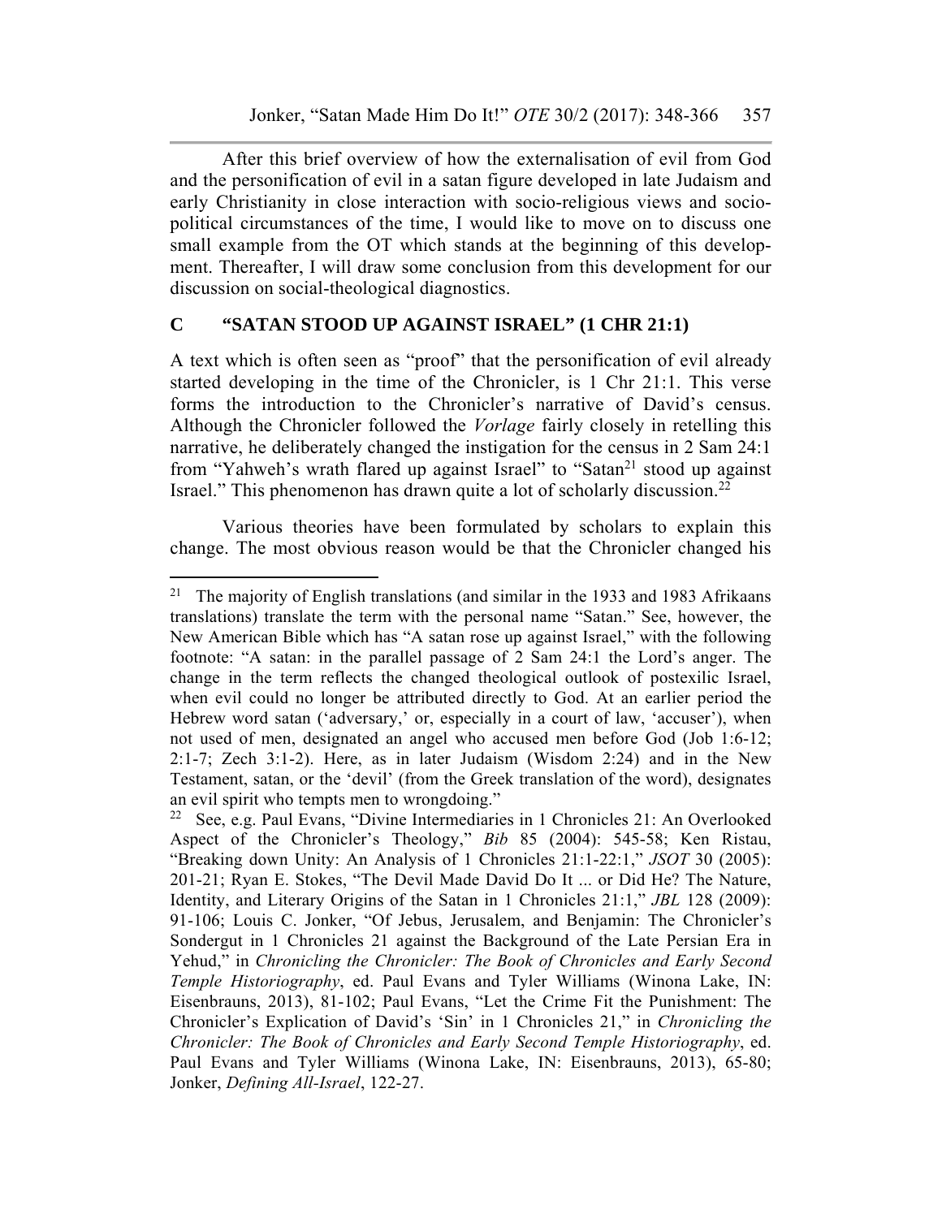After this brief overview of how the externalisation of evil from God and the personification of evil in a satan figure developed in late Judaism and early Christianity in close interaction with socio-religious views and socio-political circumstances of the time, I would like to move on to discuss one small example from the OT which stands at the beginning of this development. Thereafter, I will draw some conclusion from this development for our discussion on social-theological diagnostics.

## C "SATAN STOOD UP AGAINST ISRAEL" (1 CHR 21:1)

A text which is often seen as "proof" that the personification of evil already started developing in the time of the Chronicler, is 1 Chr 21:1. This verse forms the introduction to the Chronicler's narrative of David's census. Although the Chronicler followed the *Vorlage* fairly closely in retelling this narrative, he deliberately changed the instigation for the census in 2 Sam 24:1 from "Yahweh's wrath flared up against Israel" to "Satan[21] stood up against Israel." This phenomenon has drawn quite a lot of scholarly discussion.[22]

Various theories have been formulated by scholars to explain this change. The most obvious reason would be that the Chronicler changed his

---

[21] The majority of English translations (and similar in the 1933 and 1983 Afrikaans translations) translate the term with the personal name "Satan." See, however, the New American Bible which has "A satan rose up against Israel," with the following footnote: "A satan: in the parallel passage of 2 Sam 24:1 the Lord's anger. The change in the term reflects the changed theological outlook of postexilic Israel, when evil could no longer be attributed directly to God. At an earlier period the Hebrew word satan ('adversary,' or, especially in a court of law, 'accuser'), when not used of men, designated an angel who accused men before God (Job 1:6-12; 2:1-7; Zech 3:1-2). Here, as in later Judaism (Wisdom 2:24) and in the New Testament, satan, or the 'devil' (from the Greek translation of the word), designates an evil spirit who tempts men to wrongdoing."

[22] See, e.g. Paul Evans, "Divine Intermediaries in 1 Chronicles 21: An Overlooked Aspect of the Chronicler's Theology," *Bib* 85 (2004): 545-58; Ken Ristau, "Breaking down Unity: An Analysis of 1 Chronicles 21:1-22:1," *JSOT* 30 (2005): 201-21; Ryan E. Stokes, "The Devil Made David Do It ... or Did He? The Nature, Identity, and Literary Origins of the Satan in 1 Chronicles 21:1," *JBL* 128 (2009): 91-106; Louis C. Jonker, "Of Jebus, Jerusalem, and Benjamin: The Chronicler's Sondergut in 1 Chronicles 21 against the Background of the Late Persian Era in Yehud," in *Chronicling the Chronicler: The Book of Chronicles and Early Second Temple Historiography*, ed. Paul Evans and Tyler Williams (Winona Lake, IN: Eisenbrauns, 2013), 81-102; Paul Evans, "Let the Crime Fit the Punishment: The Chronicler's Explication of David's 'Sin' in 1 Chronicles 21," in *Chronicling the Chronicler: The Book of Chronicles and Early Second Temple Historiography*, ed. Paul Evans and Tyler Williams (Winona Lake, IN: Eisenbrauns, 2013), 65-80; Jonker, *Defining All-Israel*, 122-27.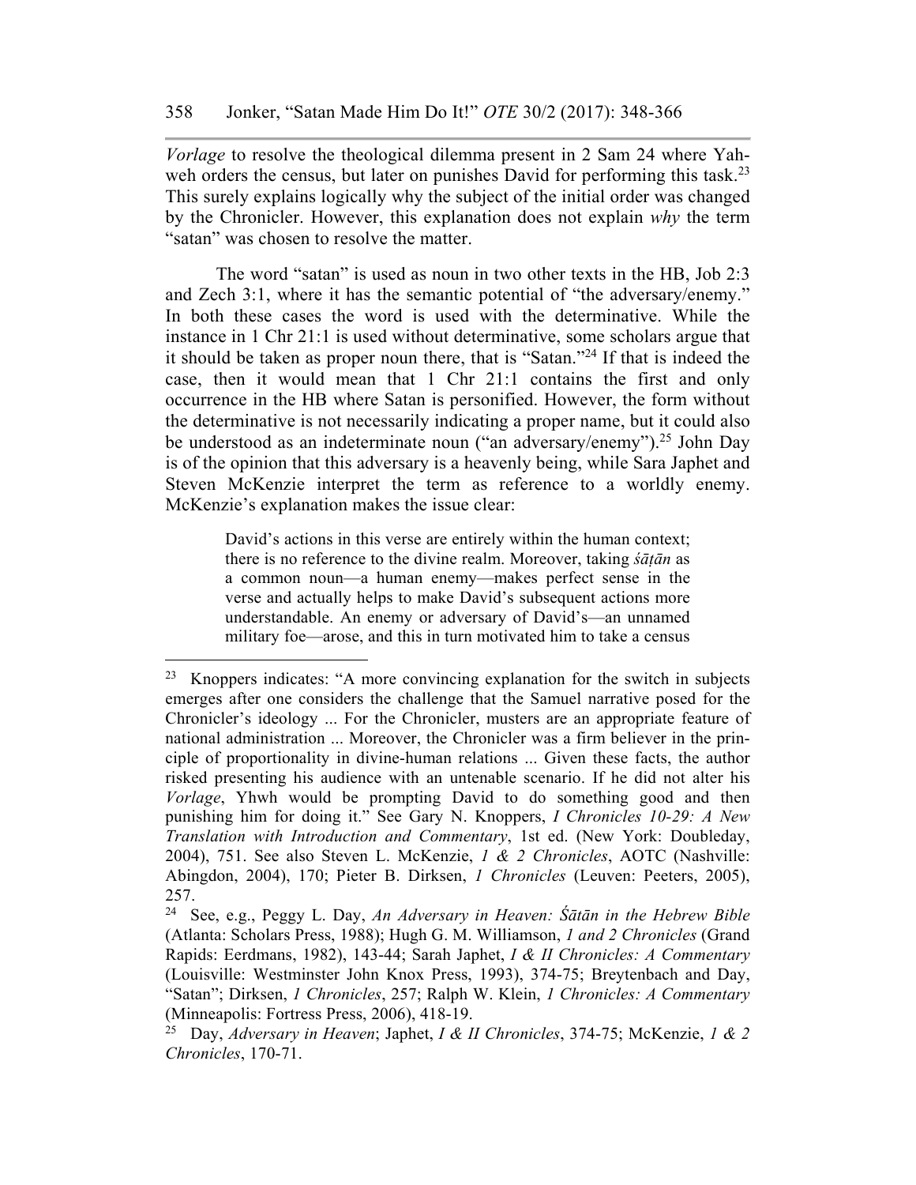*Vorlage* to resolve the theological dilemma present in 2 Sam 24 where Yahweh orders the census, but later on punishes David for performing this task.[23] This surely explains logically why the subject of the initial order was changed by the Chronicler. However, this explanation does not explain *why* the term "satan" was chosen to resolve the matter.

The word "satan" is used as noun in two other texts in the HB, Job 2:3 and Zech 3:1, where it has the semantic potential of "the adversary/enemy." In both these cases the word is used with the determinative. While the instance in 1 Chr 21:1 is used without determinative, some scholars argue that it should be taken as proper noun there, that is "Satan."[24] If that is indeed the case, then it would mean that 1 Chr 21:1 contains the first and only occurrence in the HB where Satan is personified. However, the form without the determinative is not necessarily indicating a proper name, but it could also be understood as an indeterminate noun ("an adversary/enemy").[25] John Day is of the opinion that this adversary is a heavenly being, while Sara Japhet and Steven McKenzie interpret the term as reference to a worldly enemy. McKenzie's explanation makes the issue clear:

> David's actions in this verse are entirely within the human context; there is no reference to the divine realm. Moreover, taking *śāṭān* as a common noun—a human enemy—makes perfect sense in the verse and actually helps to make David's subsequent actions more understandable. An enemy or adversary of David's—an unnamed military foe—arose, and this in turn motivated him to take a census

---

[23] Knoppers indicates: "A more convincing explanation for the switch in subjects emerges after one considers the challenge that the Samuel narrative posed for the Chronicler's ideology ... For the Chronicler, musters are an appropriate feature of national administration ... Moreover, the Chronicler was a firm believer in the principle of proportionality in divine-human relations ... Given these facts, the author risked presenting his audience with an untenable scenario. If he did not alter his *Vorlage*, Yhwh would be prompting David to do something good and then punishing him for doing it." See Gary N. Knoppers, *I Chronicles 10-29: A New Translation with Introduction and Commentary*, 1st ed. (New York: Doubleday, 2004), 751. See also Steven L. McKenzie, *1 & 2 Chronicles*, AOTC (Nashville: Abingdon, 2004), 170; Pieter B. Dirksen, *1 Chronicles* (Leuven: Peeters, 2005), 257.

[24] See, e.g., Peggy L. Day, *An Adversary in Heaven: Śāṭān in the Hebrew Bible* (Atlanta: Scholars Press, 1988); Hugh G. M. Williamson, *1 and 2 Chronicles* (Grand Rapids: Eerdmans, 1982), 143-44; Sarah Japhet, *I & II Chronicles: A Commentary* (Louisville: Westminster John Knox Press, 1993), 374-75; Breytenbach and Day, "Satan"; Dirksen, *1 Chronicles*, 257; Ralph W. Klein, *1 Chronicles: A Commentary* (Minneapolis: Fortress Press, 2006), 418-19.

[25] Day, *Adversary in Heaven*; Japhet, *I & II Chronicles*, 374-75; McKenzie, *1 & 2 Chronicles*, 170-71.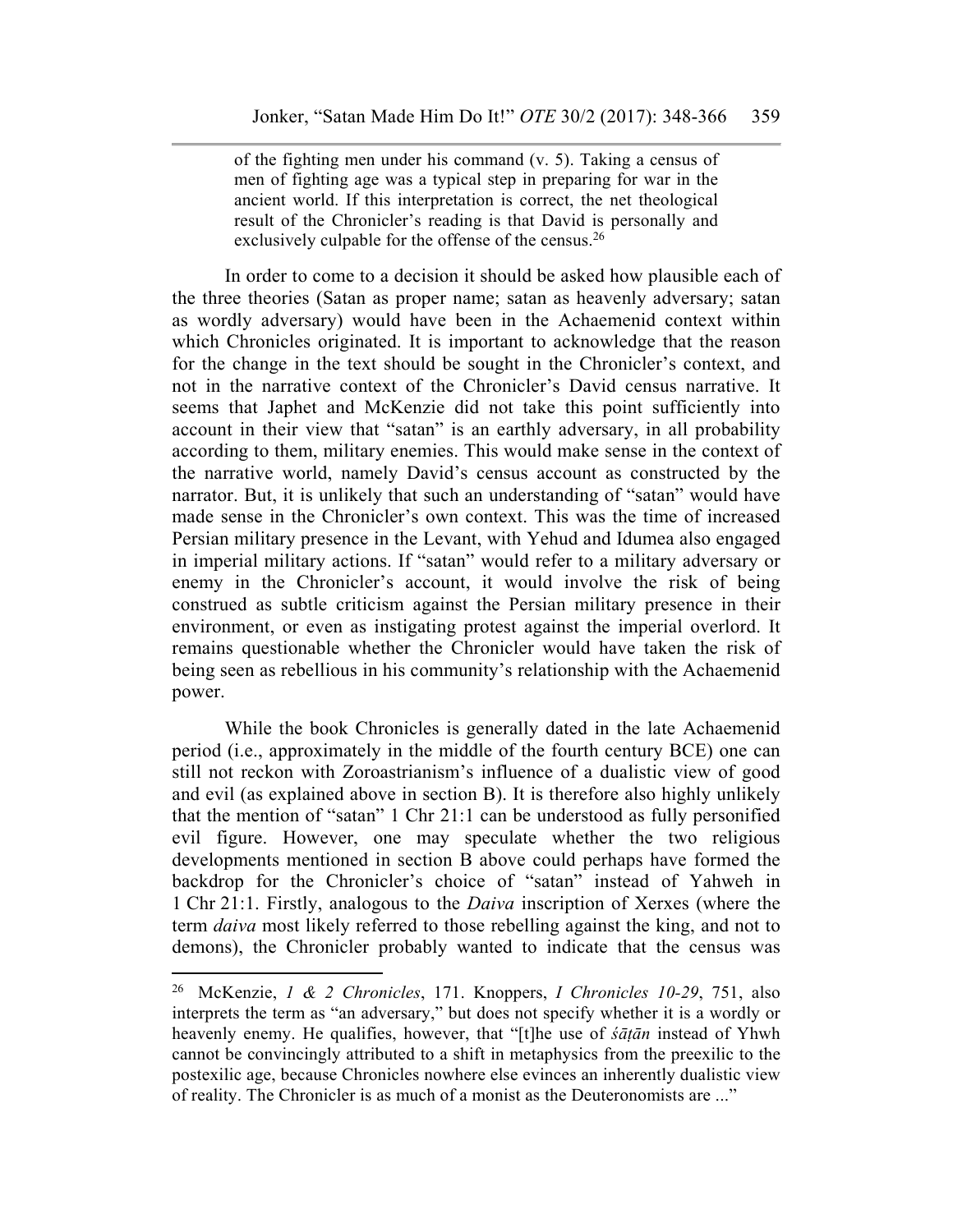> of the fighting men under his command (v. 5). Taking a census of men of fighting age was a typical step in preparing for war in the ancient world. If this interpretation is correct, the net theological result of the Chronicler's reading is that David is personally and exclusively culpable for the offense of the census.[26]

In order to come to a decision it should be asked how plausible each of the three theories (Satan as proper name; satan as heavenly adversary; satan as wordly adversary) would have been in the Achaemenid context within which Chronicles originated. It is important to acknowledge that the reason for the change in the text should be sought in the Chronicler's context, and not in the narrative context of the Chronicler's David census narrative. It seems that Japhet and McKenzie did not take this point sufficiently into account in their view that "satan" is an earthly adversary, in all probability according to them, military enemies. This would make sense in the context of the narrative world, namely David's census account as constructed by the narrator. But, it is unlikely that such an understanding of "satan" would have made sense in the Chronicler's own context. This was the time of increased Persian military presence in the Levant, with Yehud and Idumea also engaged in imperial military actions. If "satan" would refer to a military adversary or enemy in the Chronicler's account, it would involve the risk of being construed as subtle criticism against the Persian military presence in their environment, or even as instigating protest against the imperial overlord. It remains questionable whether the Chronicler would have taken the risk of being seen as rebellious in his community's relationship with the Achaemenid power.

While the book Chronicles is generally dated in the late Achaemenid period (i.e., approximately in the middle of the fourth century BCE) one can still not reckon with Zoroastrianism's influence of a dualistic view of good and evil (as explained above in section B). It is therefore also highly unlikely that the mention of "satan" 1 Chr 21:1 can be understood as fully personified evil figure. However, one may speculate whether the two religious developments mentioned in section B above could perhaps have formed the backdrop for the Chronicler's choice of "satan" instead of Yahweh in 1 Chr 21:1. Firstly, analogous to the *Daiva* inscription of Xerxes (where the term *daiva* most likely referred to those rebelling against the king, and not to demons), the Chronicler probably wanted to indicate that the census was

---

[26] McKenzie, *1 & 2 Chronicles*, 171. Knoppers, *I Chronicles 10-29*, 751, also interprets the term as "an adversary," but does not specify whether it is a wordly or heavenly enemy. He qualifies, however, that "[t]he use of *śāṭān* instead of Yhwh cannot be convincingly attributed to a shift in metaphysics from the preexilic to the postexilic age, because Chronicles nowhere else evinces an inherently dualistic view of reality. The Chronicler is as much of a monist as the Deuteronomists are ..."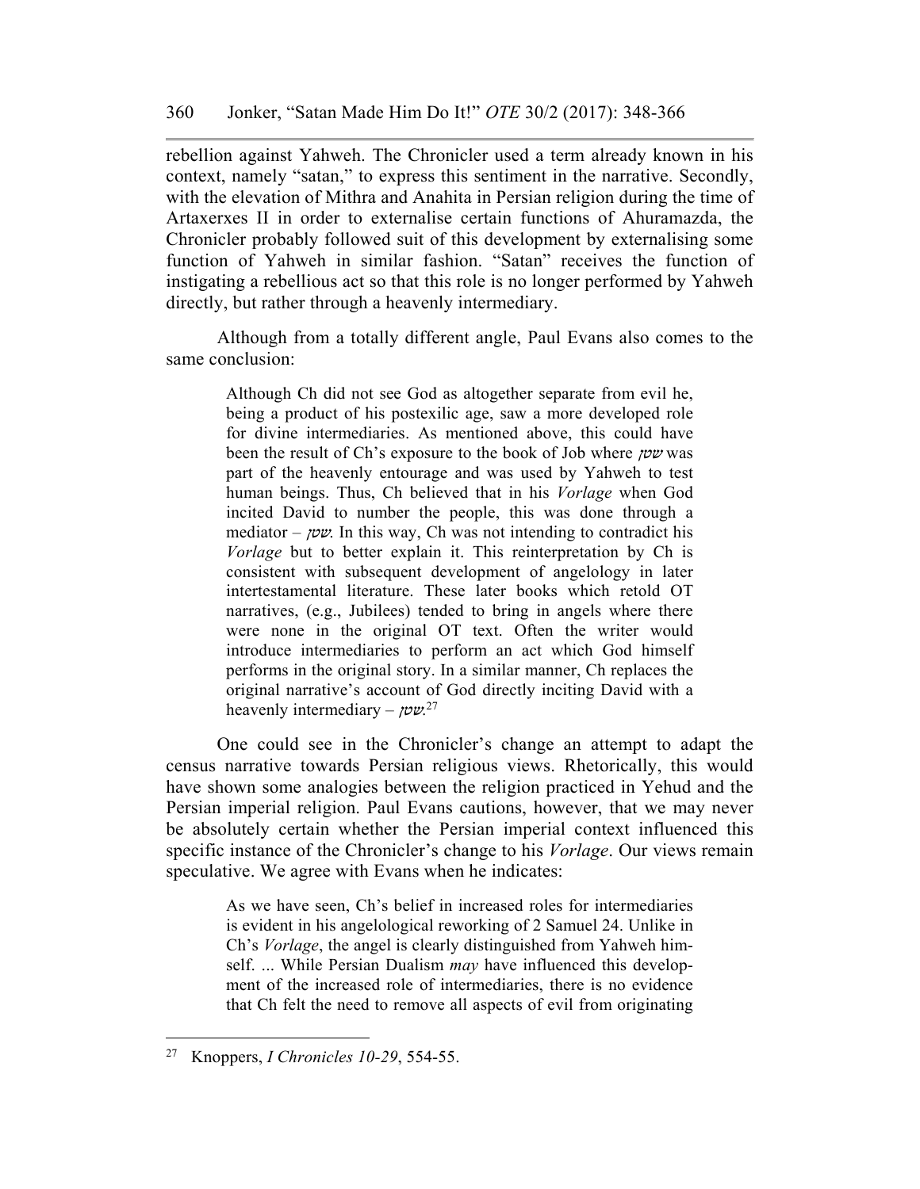rebellion against Yahweh. The Chronicler used a term already known in his context, namely "satan," to express this sentiment in the narrative. Secondly, with the elevation of Mithra and Anahita in Persian religion during the time of Artaxerxes II in order to externalise certain functions of Ahuramazda, the Chronicler probably followed suit of this development by externalising some function of Yahweh in similar fashion. "Satan" receives the function of instigating a rebellious act so that this role is no longer performed by Yahweh directly, but rather through a heavenly intermediary.

Although from a totally different angle, Paul Evans also comes to the same conclusion:

> Although Ch did not see God as altogether separate from evil he, being a product of his postexilic age, saw a more developed role for divine intermediaries. As mentioned above, this could have been the result of Ch's exposure to the book of Job where *שטן* was part of the heavenly entourage and was used by Yahweh to test human beings. Thus, Ch believed that in his *Vorlage* when God incited David to number the people, this was done through a mediator – *שטן*. In this way, Ch was not intending to contradict his *Vorlage* but to better explain it. This reinterpretation by Ch is consistent with subsequent development of angelology in later intertestamental literature. These later books which retold OT narratives, (e.g., Jubilees) tended to bring in angels where there were none in the original OT text. Often the writer would introduce intermediaries to perform an act which God himself performs in the original story. In a similar manner, Ch replaces the original narrative's account of God directly inciting David with a heavenly intermediary – *שטן*.[27]

One could see in the Chronicler's change an attempt to adapt the census narrative towards Persian religious views. Rhetorically, this would have shown some analogies between the religion practiced in Yehud and the Persian imperial religion. Paul Evans cautions, however, that we may never be absolutely certain whether the Persian imperial context influenced this specific instance of the Chronicler's change to his *Vorlage*. Our views remain speculative. We agree with Evans when he indicates:

> As we have seen, Ch's belief in increased roles for intermediaries is evident in his angelological reworking of 2 Samuel 24. Unlike in Ch's *Vorlage*, the angel is clearly distinguished from Yahweh himself. ... While Persian Dualism *may* have influenced this development of the increased role of intermediaries, there is no evidence that Ch felt the need to remove all aspects of evil from originating

---

[27] Knoppers, *I Chronicles 10-29*, 554-55.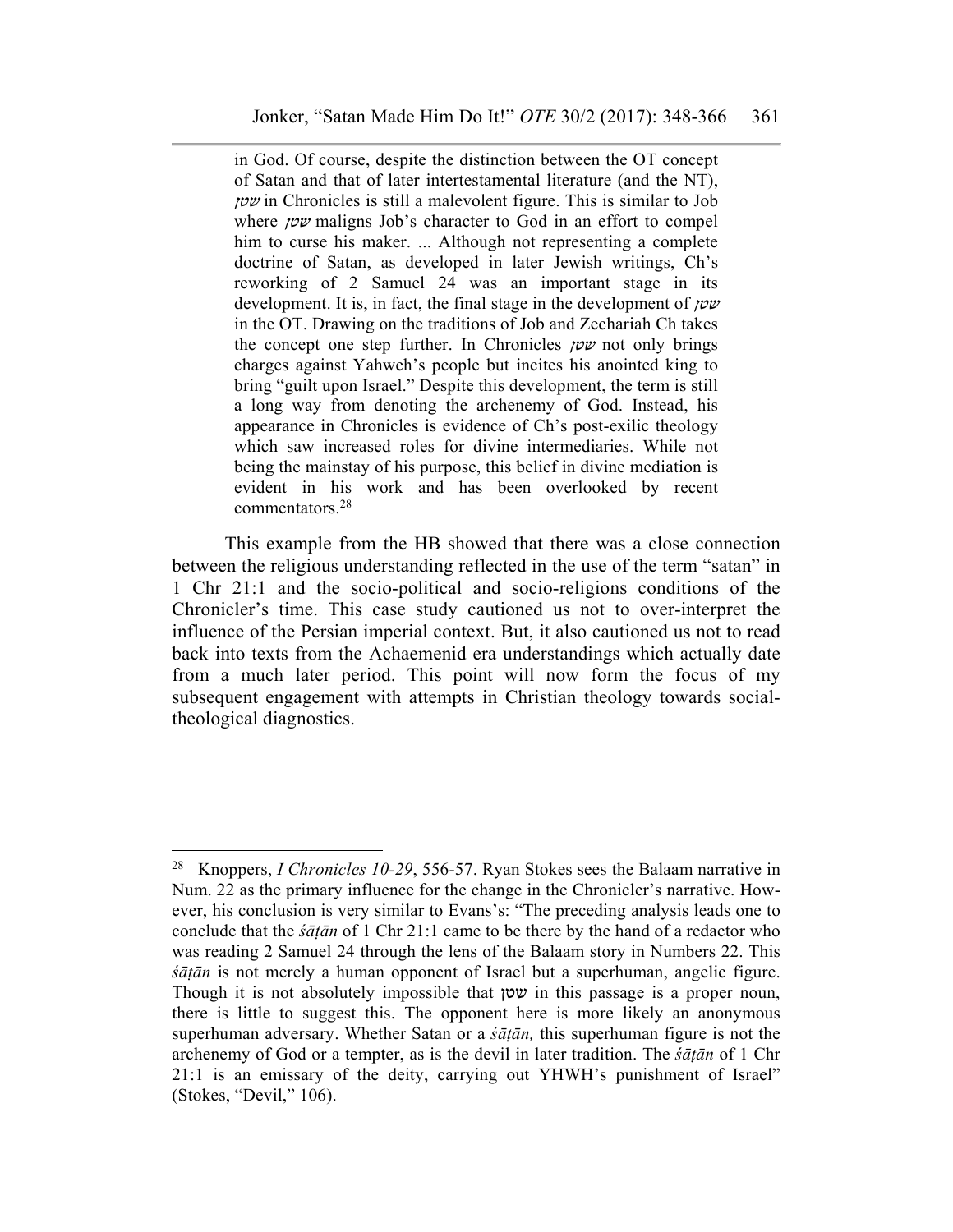> in God. Of course, despite the distinction between the OT concept of Satan and that of later intertestamental literature (and the NT), שטן in Chronicles is still a malevolent figure. This is similar to Job where שטן maligns Job's character to God in an effort to compel him to curse his maker. ... Although not representing a complete doctrine of Satan, as developed in later Jewish writings, Ch's reworking of 2 Samuel 24 was an important stage in its development. It is, in fact, the final stage in the development of שטן in the OT. Drawing on the traditions of Job and Zechariah Ch takes the concept one step further. In Chronicles שטן not only brings charges against Yahweh's people but incites his anointed king to bring "guilt upon Israel." Despite this development, the term is still a long way from denoting the archenemy of God. Instead, his appearance in Chronicles is evidence of Ch's post-exilic theology which saw increased roles for divine intermediaries. While not being the mainstay of his purpose, this belief in divine mediation is evident in his work and has been overlooked by recent commentators.[28]

This example from the HB showed that there was a close connection between the religious understanding reflected in the use of the term "satan" in 1 Chr 21:1 and the socio-political and socio-religions conditions of the Chronicler's time. This case study cautioned us not to over-interpret the influence of the Persian imperial context. But, it also cautioned us not to read back into texts from the Achaemenid era understandings which actually date from a much later period. This point will now form the focus of my subsequent engagement with attempts in Christian theology towards social-theological diagnostics.

---

[28] Knoppers, *I Chronicles 10-29*, 556-57. Ryan Stokes sees the Balaam narrative in Num. 22 as the primary influence for the change in the Chronicler's narrative. However, his conclusion is very similar to Evans's: "The preceding analysis leads one to conclude that the *śāṭān* of 1 Chr 21:1 came to be there by the hand of a redactor who was reading 2 Samuel 24 through the lens of the Balaam story in Numbers 22. This *śāṭān* is not merely a human opponent of Israel but a superhuman, angelic figure. Though it is not absolutely impossible that שטן in this passage is a proper noun, there is little to suggest this. The opponent here is more likely an anonymous superhuman adversary. Whether Satan or a *śāṭān,* this superhuman figure is not the archenemy of God or a tempter, as is the devil in later tradition. The *śāṭān* of 1 Chr 21:1 is an emissary of the deity, carrying out YHWH's punishment of Israel" (Stokes, "Devil," 106).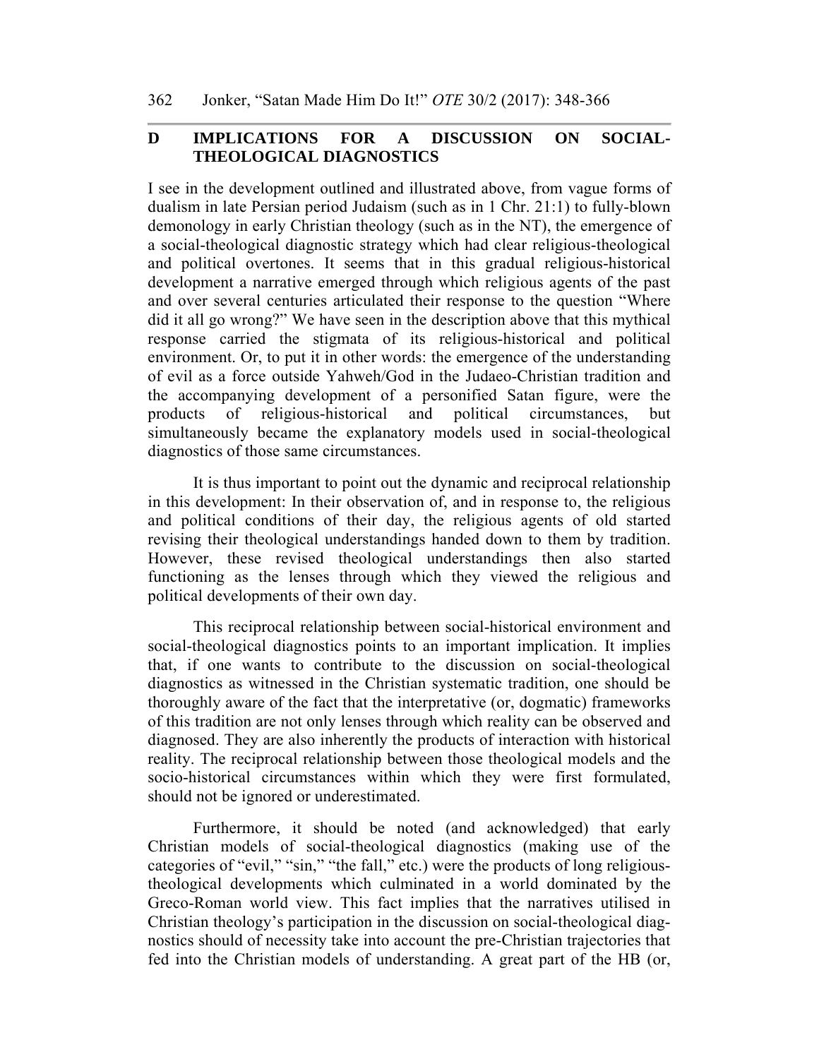## D IMPLICATIONS FOR A DISCUSSION ON SOCIAL-THEOLOGICAL DIAGNOSTICS

I see in the development outlined and illustrated above, from vague forms of dualism in late Persian period Judaism (such as in 1 Chr. 21:1) to fully-blown demonology in early Christian theology (such as in the NT), the emergence of a social-theological diagnostic strategy which had clear religious-theological and political overtones. It seems that in this gradual religious-historical development a narrative emerged through which religious agents of the past and over several centuries articulated their response to the question "Where did it all go wrong?" We have seen in the description above that this mythical response carried the stigmata of its religious-historical and political environment. Or, to put it in other words: the emergence of the understanding of evil as a force outside Yahweh/God in the Judaeo-Christian tradition and the accompanying development of a personified Satan figure, were the products of religious-historical and political circumstances, but simultaneously became the explanatory models used in social-theological diagnostics of those same circumstances.

It is thus important to point out the dynamic and reciprocal relationship in this development: In their observation of, and in response to, the religious and political conditions of their day, the religious agents of old started revising their theological understandings handed down to them by tradition. However, these revised theological understandings then also started functioning as the lenses through which they viewed the religious and political developments of their own day.

This reciprocal relationship between social-historical environment and social-theological diagnostics points to an important implication. It implies that, if one wants to contribute to the discussion on social-theological diagnostics as witnessed in the Christian systematic tradition, one should be thoroughly aware of the fact that the interpretative (or, dogmatic) frameworks of this tradition are not only lenses through which reality can be observed and diagnosed. They are also inherently the products of interaction with historical reality. The reciprocal relationship between those theological models and the socio-historical circumstances within which they were first formulated, should not be ignored or underestimated.

Furthermore, it should be noted (and acknowledged) that early Christian models of social-theological diagnostics (making use of the categories of "evil," "sin," "the fall," etc.) were the products of long religious-theological developments which culminated in a world dominated by the Greco-Roman world view. This fact implies that the narratives utilised in Christian theology's participation in the discussion on social-theological diagnostics should of necessity take into account the pre-Christian trajectories that fed into the Christian models of understanding. A great part of the HB (or,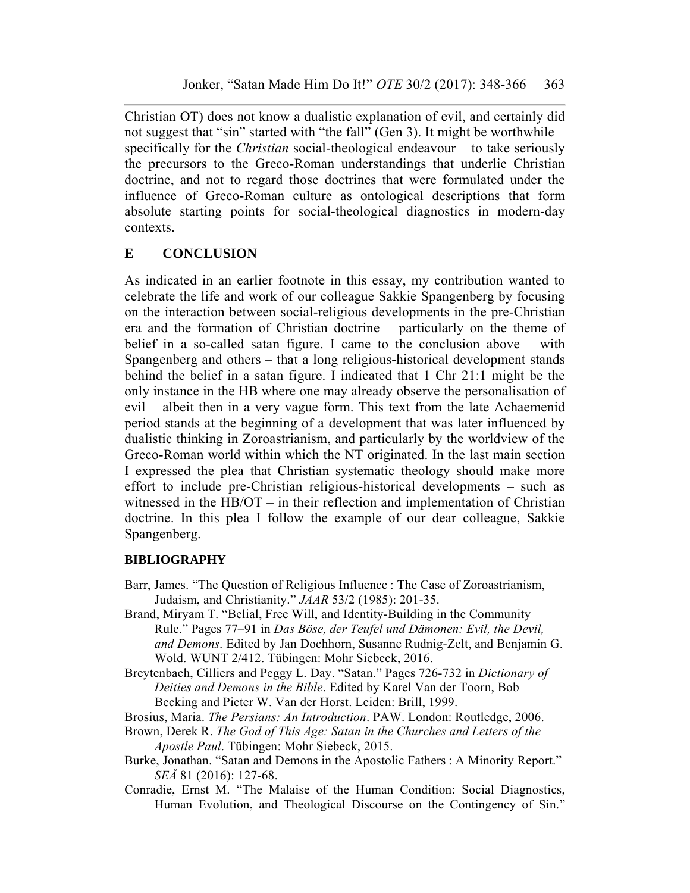Christian OT) does not know a dualistic explanation of evil, and certainly did not suggest that "sin" started with "the fall" (Gen 3). It might be worthwhile – specifically for the *Christian* social-theological endeavour – to take seriously the precursors to the Greco-Roman understandings that underlie Christian doctrine, and not to regard those doctrines that were formulated under the influence of Greco-Roman culture as ontological descriptions that form absolute starting points for social-theological diagnostics in modern-day contexts.

## E CONCLUSION

As indicated in an earlier footnote in this essay, my contribution wanted to celebrate the life and work of our colleague Sakkie Spangenberg by focusing on the interaction between social-religious developments in the pre-Christian era and the formation of Christian doctrine – particularly on the theme of belief in a so-called satan figure. I came to the conclusion above – with Spangenberg and others – that a long religious-historical development stands behind the belief in a satan figure. I indicated that 1 Chr 21:1 might be the only instance in the HB where one may already observe the personalisation of evil – albeit then in a very vague form. This text from the late Achaemenid period stands at the beginning of a development that was later influenced by dualistic thinking in Zoroastrianism, and particularly by the worldview of the Greco-Roman world within which the NT originated. In the last main section I expressed the plea that Christian systematic theology should make more effort to include pre-Christian religious-historical developments – such as witnessed in the HB/OT – in their reflection and implementation of Christian doctrine. In this plea I follow the example of our dear colleague, Sakkie Spangenberg.

## BIBLIOGRAPHY

Barr, James. "The Question of Religious Influence : The Case of Zoroastrianism, Judaism, and Christianity." *JAAR* 53/2 (1985): 201-35.

Brand, Miryam T. "Belial, Free Will, and Identity-Building in the Community Rule." Pages 77–91 in *Das Böse, der Teufel und Dämonen: Evil, the Devil, and Demons*. Edited by Jan Dochhorn, Susanne Rudnig-Zelt, and Benjamin G. Wold. WUNT 2/412. Tübingen: Mohr Siebeck, 2016.

Breytenbach, Cilliers and Peggy L. Day. "Satan." Pages 726-732 in *Dictionary of Deities and Demons in the Bible*. Edited by Karel Van der Toorn, Bob Becking and Pieter W. Van der Horst. Leiden: Brill, 1999.

Brosius, Maria. *The Persians: An Introduction*. PAW. London: Routledge, 2006.

Brown, Derek R. *The God of This Age: Satan in the Churches and Letters of the Apostle Paul*. Tübingen: Mohr Siebeck, 2015.

Burke, Jonathan. "Satan and Demons in the Apostolic Fathers : A Minority Report." *SEÅ* 81 (2016): 127-68.

Conradie, Ernst M. "The Malaise of the Human Condition: Social Diagnostics, Human Evolution, and Theological Discourse on the Contingency of Sin."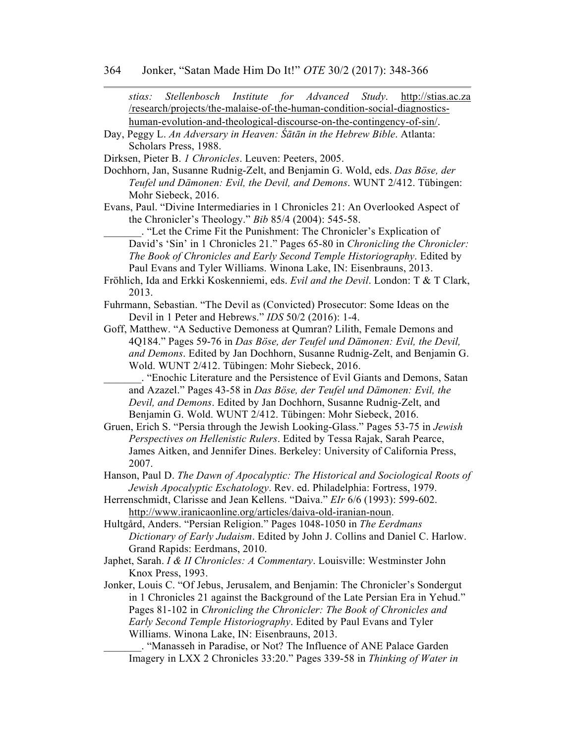*stias: Stellenbosch Institute for Advanced Study*. http://stias.ac.za/research/projects/the-malaise-of-the-human-condition-social-diagnostics-human-evolution-and-theological-discourse-on-the-contingency-of-sin/.

Day, Peggy L. *An Adversary in Heaven: Śāṭān in the Hebrew Bible*. Atlanta: Scholars Press, 1988.

Dirksen, Pieter B. *1 Chronicles*. Leuven: Peeters, 2005.

Dochhorn, Jan, Susanne Rudnig-Zelt, and Benjamin G. Wold, eds. *Das Böse, der Teufel und Dämonen: Evil, the Devil, and Demons*. WUNT 2/412. Tübingen: Mohr Siebeck, 2016.

Evans, Paul. "Divine Intermediaries in 1 Chronicles 21: An Overlooked Aspect of the Chronicler's Theology." *Bib* 85/4 (2004): 545-58.

_______. "Let the Crime Fit the Punishment: The Chronicler's Explication of David's 'Sin' in 1 Chronicles 21." Pages 65-80 in *Chronicling the Chronicler: The Book of Chronicles and Early Second Temple Historiography*. Edited by Paul Evans and Tyler Williams. Winona Lake, IN: Eisenbrauns, 2013.

Fröhlich, Ida and Erkki Koskenniemi, eds. *Evil and the Devil*. London: T & T Clark, 2013.

Fuhrmann, Sebastian. "The Devil as (Convicted) Prosecutor: Some Ideas on the Devil in 1 Peter and Hebrews." *IDS* 50/2 (2016): 1-4.

Goff, Matthew. "A Seductive Demoness at Qumran? Lilith, Female Demons and 4Q184." Pages 59-76 in *Das Böse, der Teufel und Dämonen: Evil, the Devil, and Demons*. Edited by Jan Dochhorn, Susanne Rudnig-Zelt, and Benjamin G. Wold. WUNT 2/412. Tübingen: Mohr Siebeck, 2016.

_______. "Enochic Literature and the Persistence of Evil Giants and Demons, Satan and Azazel." Pages 43-58 in *Das Böse, der Teufel und Dämonen: Evil, the Devil, and Demons*. Edited by Jan Dochhorn, Susanne Rudnig-Zelt, and Benjamin G. Wold. WUNT 2/412. Tübingen: Mohr Siebeck, 2016.

Gruen, Erich S. "Persia through the Jewish Looking-Glass." Pages 53-75 in *Jewish Perspectives on Hellenistic Rulers*. Edited by Tessa Rajak, Sarah Pearce, James Aitken, and Jennifer Dines. Berkeley: University of California Press, 2007.

Hanson, Paul D. *The Dawn of Apocalyptic: The Historical and Sociological Roots of Jewish Apocalyptic Eschatology*. Rev. ed. Philadelphia: Fortress, 1979.

Herrenschmidt, Clarisse and Jean Kellens. "Daiva." *EIr* 6/6 (1993): 599-602. http://www.iranicaonline.org/articles/daiva-old-iranian-noun.

Hultgård, Anders. "Persian Religion." Pages 1048-1050 in *The Eerdmans Dictionary of Early Judaism*. Edited by John J. Collins and Daniel C. Harlow. Grand Rapids: Eerdmans, 2010.

Japhet, Sarah. *I & II Chronicles: A Commentary*. Louisville: Westminster John Knox Press, 1993.

Jonker, Louis C. "Of Jebus, Jerusalem, and Benjamin: The Chronicler's Sondergut in 1 Chronicles 21 against the Background of the Late Persian Era in Yehud." Pages 81-102 in *Chronicling the Chronicler: The Book of Chronicles and Early Second Temple Historiography*. Edited by Paul Evans and Tyler Williams. Winona Lake, IN: Eisenbrauns, 2013.

_______. "Manasseh in Paradise, or Not? The Influence of ANE Palace Garden Imagery in LXX 2 Chronicles 33:20." Pages 339-58 in *Thinking of Water in*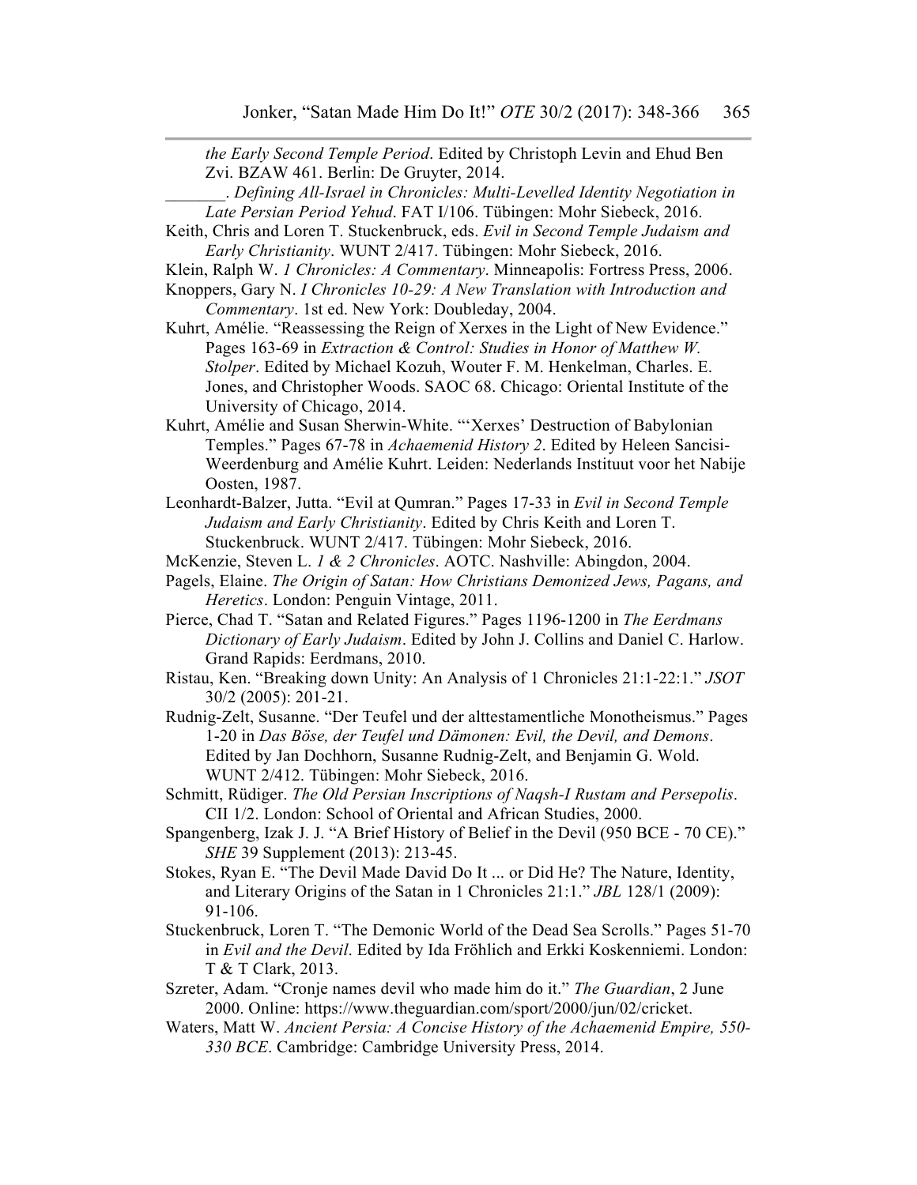*the Early Second Temple Period*. Edited by Christoph Levin and Ehud Ben Zvi. BZAW 461. Berlin: De Gruyter, 2014.

_______. *Defining All-Israel in Chronicles: Multi-Levelled Identity Negotiation in Late Persian Period Yehud*. FAT I/106. Tübingen: Mohr Siebeck, 2016.

Keith, Chris and Loren T. Stuckenbruck, eds. *Evil in Second Temple Judaism and Early Christianity*. WUNT 2/417. Tübingen: Mohr Siebeck, 2016.

Klein, Ralph W. *1 Chronicles: A Commentary*. Minneapolis: Fortress Press, 2006.

Knoppers, Gary N. *I Chronicles 10-29: A New Translation with Introduction and Commentary*. 1st ed. New York: Doubleday, 2004.

Kuhrt, Amélie. "Reassessing the Reign of Xerxes in the Light of New Evidence." Pages 163-69 in *Extraction & Control: Studies in Honor of Matthew W. Stolper*. Edited by Michael Kozuh, Wouter F. M. Henkelman, Charles. E. Jones, and Christopher Woods. SAOC 68. Chicago: Oriental Institute of the University of Chicago, 2014.

Kuhrt, Amélie and Susan Sherwin-White. "'Xerxes' Destruction of Babylonian Temples." Pages 67-78 in *Achaemenid History 2*. Edited by Heleen Sancisi-Weerdenburg and Amélie Kuhrt. Leiden: Nederlands Instituut voor het Nabije Oosten, 1987.

Leonhardt-Balzer, Jutta. "Evil at Qumran." Pages 17-33 in *Evil in Second Temple Judaism and Early Christianity*. Edited by Chris Keith and Loren T. Stuckenbruck. WUNT 2/417. Tübingen: Mohr Siebeck, 2016.

McKenzie, Steven L. *1 & 2 Chronicles*. AOTC. Nashville: Abingdon, 2004.

Pagels, Elaine. *The Origin of Satan: How Christians Demonized Jews, Pagans, and Heretics*. London: Penguin Vintage, 2011.

Pierce, Chad T. "Satan and Related Figures." Pages 1196-1200 in *The Eerdmans Dictionary of Early Judaism*. Edited by John J. Collins and Daniel C. Harlow. Grand Rapids: Eerdmans, 2010.

Ristau, Ken. "Breaking down Unity: An Analysis of 1 Chronicles 21:1-22:1." *JSOT* 30/2 (2005): 201-21.

Rudnig-Zelt, Susanne. "Der Teufel und der alttestamentliche Monotheismus." Pages 1-20 in *Das Böse, der Teufel und Dämonen: Evil, the Devil, and Demons*. Edited by Jan Dochhorn, Susanne Rudnig-Zelt, and Benjamin G. Wold. WUNT 2/412. Tübingen: Mohr Siebeck, 2016.

Schmitt, Rüdiger. *The Old Persian Inscriptions of Naqsh-I Rustam and Persepolis*. CII 1/2. London: School of Oriental and African Studies, 2000.

Spangenberg, Izak J. J. "A Brief History of Belief in the Devil (950 BCE - 70 CE)." *SHE* 39 Supplement (2013): 213-45.

Stokes, Ryan E. "The Devil Made David Do It ... or Did He? The Nature, Identity, and Literary Origins of the Satan in 1 Chronicles 21:1." *JBL* 128/1 (2009): 91-106.

Stuckenbruck, Loren T. "The Demonic World of the Dead Sea Scrolls." Pages 51-70 in *Evil and the Devil*. Edited by Ida Fröhlich and Erkki Koskenniemi. London: T & T Clark, 2013.

Szreter, Adam. "Cronje names devil who made him do it." *The Guardian*, 2 June 2000. Online: https://www.theguardian.com/sport/2000/jun/02/cricket.

Waters, Matt W. *Ancient Persia: A Concise History of the Achaemenid Empire, 550-330 BCE*. Cambridge: Cambridge University Press, 2014.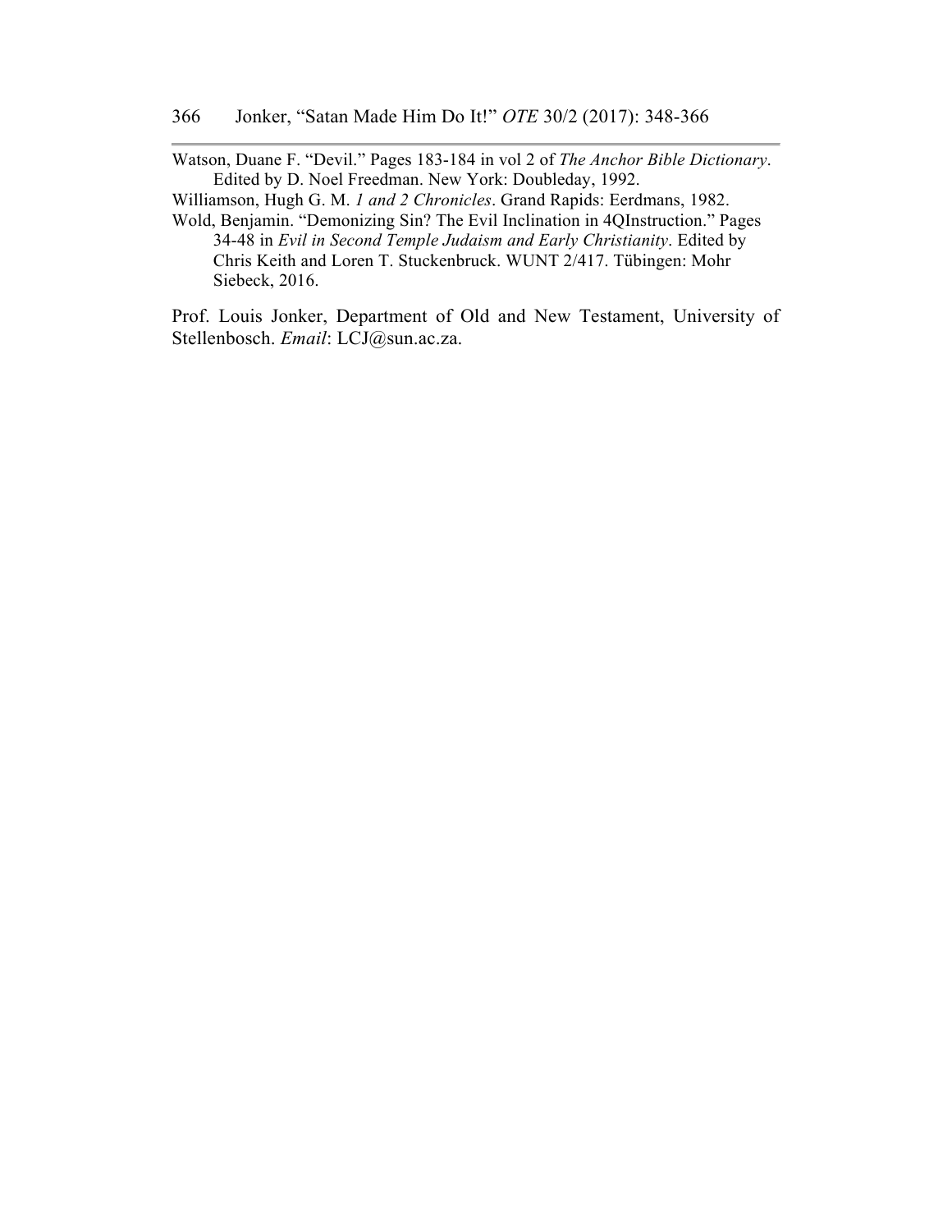Watson, Duane F. “Devil.” Pages 183-184 in vol 2 of *The Anchor Bible Dictionary*. Edited by D. Noel Freedman. New York: Doubleday, 1992.

Williamson, Hugh G. M. *1 and 2 Chronicles*. Grand Rapids: Eerdmans, 1982.

Wold, Benjamin. “Demonizing Sin? The Evil Inclination in 4QInstruction.” Pages 34-48 in *Evil in Second Temple Judaism and Early Christianity*. Edited by Chris Keith and Loren T. Stuckenbruck. WUNT 2/417. Tübingen: Mohr Siebeck, 2016.

Prof. Louis Jonker, Department of Old and New Testament, University of Stellenbosch. *Email*: LCJ@sun.ac.za.